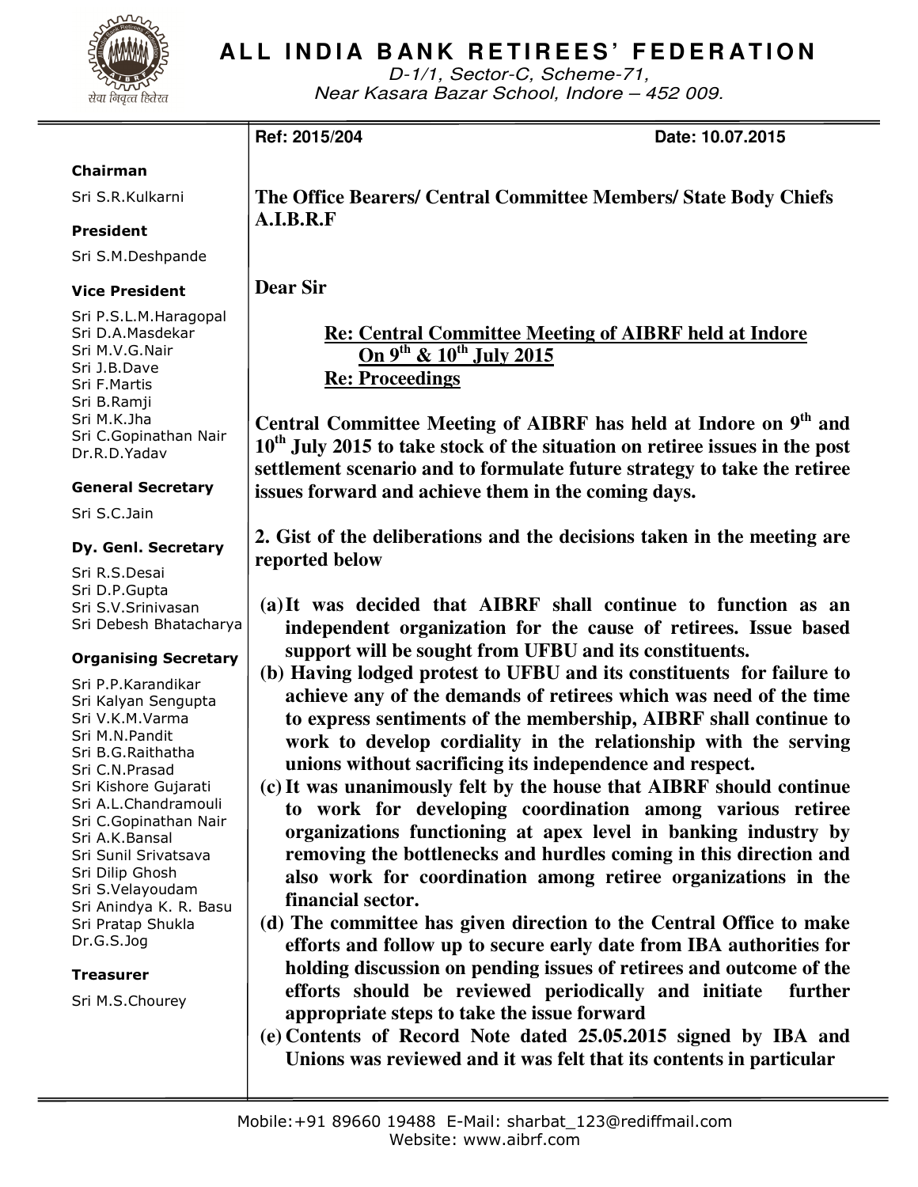# ALL INDIA BANK RETIREES' FEDERATION

D-1/1, Sector-C, Scheme-71,
Near Kasara Bazar School, Indore – 452 009.

**Chairman**
Sri S.R.Kulkarni

**President**
Sri S.M.Deshpande

**Vice President**
Sri P.S.L.M.Haragopal
Sri D.A.Masdekar
Sri M.V.G.Nair
Sri J.B.Dave
Sri F.Martis
Sri B.Ramji
Sri M.K.Jha
Sri C.Gopinathan Nair
Dr.R.D.Yadav

**General Secretary**
Sri S.C.Jain

**Dy. Genl. Secretary**
Sri R.S.Desai
Sri D.P.Gupta
Sri S.V.Srinivasan
Sri Debesh Bhatacharya

**Organising Secretary**
Sri P.P.Karandikar
Sri Kalyan Sengupta
Sri V.K.M.Varma
Sri M.N.Pandit
Sri B.G.Raithatha
Sri C.N.Prasad
Sri Kishore Gujarati
Sri A.L.Chandramouli
Sri C.Gopinathan Nair
Sri A.K.Bansal
Sri Sunil Srivatsava
Sri Dilip Ghosh
Sri S.Velayoudam
Sri Anindya K. R. Basu
Sri Pratap Shukla
Dr.G.S.Jog

**Treasurer**
Sri M.S.Chourey

---

**Ref: 2015/204** **Date: 10.07.2015**

**The Office Bearers/ Central Committee Members/ State Body Chiefs A.I.B.R.F**

**Dear Sir**

**<u>Re: Central Committee Meeting of AIBRF held at Indore On 9th & 10th July 2015</u>**
**<u>Re: Proceedings</u>**

**Central Committee Meeting of AIBRF has held at Indore on 9th and 10th July 2015 to take stock of the situation on retiree issues in the post settlement scenario and to formulate future strategy to take the retiree issues forward and achieve them in the coming days.**

**2. Gist of the deliberations and the decisions taken in the meeting are reported below**

**(a) It was decided that AIBRF shall continue to function as an independent organization for the cause of retirees. Issue based support will be sought from UFBU and its constituents.**

**(b) Having lodged protest to UFBU and its constituents for failure to achieve any of the demands of retirees which was need of the time to express sentiments of the membership, AIBRF shall continue to work to develop cordiality in the relationship with the serving unions without sacrificing its independence and respect.**

**(c) It was unanimously felt by the house that AIBRF should continue to work for developing coordination among various retiree organizations functioning at apex level in banking industry by removing the bottlenecks and hurdles coming in this direction and also work for coordination among retiree organizations in the financial sector.**

**(d) The committee has given direction to the Central Office to make efforts and follow up to secure early date from IBA authorities for holding discussion on pending issues of retirees and outcome of the efforts should be reviewed periodically and initiate further appropriate steps to take the issue forward**

**(e) Contents of Record Note dated 25.05.2015 signed by IBA and Unions was reviewed and it was felt that its contents in particular**

Mobile:+91 89660 19488 E-Mail: sharbat_123@rediffmail.com
Website: www.aibrf.com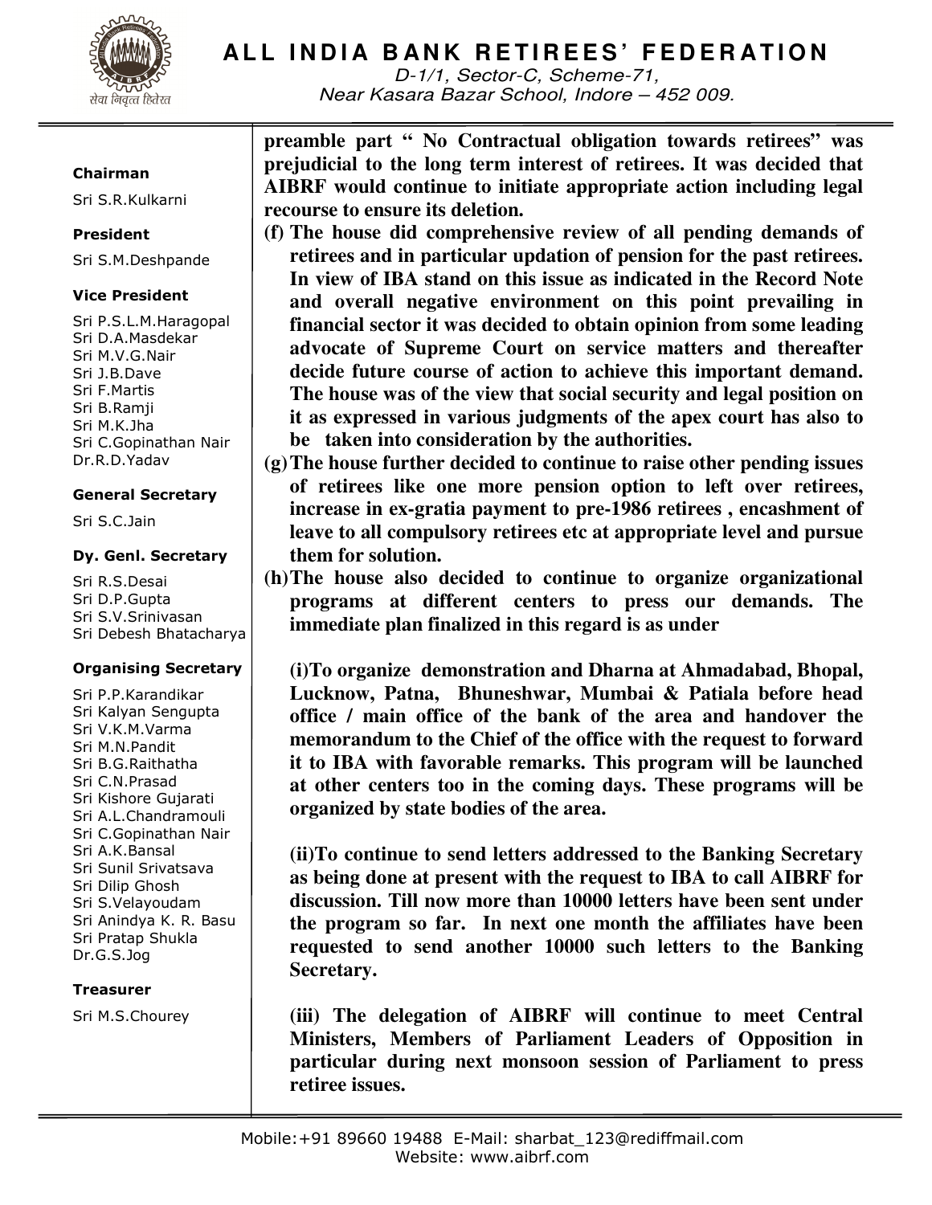**ALL INDIA BANK RETIREES' FEDERATION**

D-1/1, Sector-C, Scheme-71,
Near Kasara Bazar School, Indore – 452 009.

**Chairman**
Sri S.R.Kulkarni

**President**
Sri S.M.Deshpande

**Vice President**
Sri P.S.L.M.Haragopal
Sri D.A.Masdekar
Sri M.V.G.Nair
Sri J.B.Dave
Sri F.Martis
Sri B.Ramji
Sri M.K.Jha
Sri C.Gopinathan Nair
Dr.R.D.Yadav

**General Secretary**
Sri S.C.Jain

**Dy. Genl. Secretary**
Sri R.S.Desai
Sri D.P.Gupta
Sri S.V.Srinivasan
Sri Debesh Bhatacharya

**Organising Secretary**
Sri P.P.Karandikar
Sri Kalyan Sengupta
Sri V.K.M.Varma
Sri M.N.Pandit
Sri B.G.Raithatha
Sri C.N.Prasad
Sri Kishore Gujarati
Sri A.L.Chandramouli
Sri C.Gopinathan Nair
Sri A.K.Bansal
Sri Sunil Srivatsava
Sri Dilip Ghosh
Sri S.Velayoudam
Sri Anindya K. R. Basu
Sri Pratap Shukla
Dr.G.S.Jog

**Treasurer**
Sri M.S.Chourey

**preamble part " No Contractual obligation towards retirees" was prejudicial to the long term interest of retirees. It was decided that AIBRF would continue to initiate appropriate action including legal recourse to ensure its deletion.**

**(f) The house did comprehensive review of all pending demands of retirees and in particular updation of pension for the past retirees. In view of IBA stand on this issue as indicated in the Record Note and overall negative environment on this point prevailing in financial sector it was decided to obtain opinion from some leading advocate of Supreme Court on service matters and thereafter decide future course of action to achieve this important demand. The house was of the view that social security and legal position on it as expressed in various judgments of the apex court has also to be taken into consideration by the authorities.**

**(g) The house further decided to continue to raise other pending issues of retirees like one more pension option to left over retirees, increase in ex-gratia payment to pre-1986 retirees , encashment of leave to all compulsory retirees etc at appropriate level and pursue them for solution.**

**(h) The house also decided to continue to organize organizational programs at different centers to press our demands. The immediate plan finalized in this regard is as under**

**(i) To organize demonstration and Dharna at Ahmadabad, Bhopal, Lucknow, Patna, Bhuneshwar, Mumbai & Patiala before head office / main office of the bank of the area and handover the memorandum to the Chief of the office with the request to forward it to IBA with favorable remarks. This program will be launched at other centers too in the coming days. These programs will be organized by state bodies of the area.**

**(ii) To continue to send letters addressed to the Banking Secretary as being done at present with the request to IBA to call AIBRF for discussion. Till now more than 10000 letters have been sent under the program so far. In next one month the affiliates have been requested to send another 10000 such letters to the Banking Secretary.**

**(iii) The delegation of AIBRF will continue to meet Central Ministers, Members of Parliament Leaders of Opposition in particular during next monsoon session of Parliament to press retiree issues.**

Mobile:+91 89660 19488 E-Mail: sharbat_123@rediffmail.com
Website: www.aibrf.com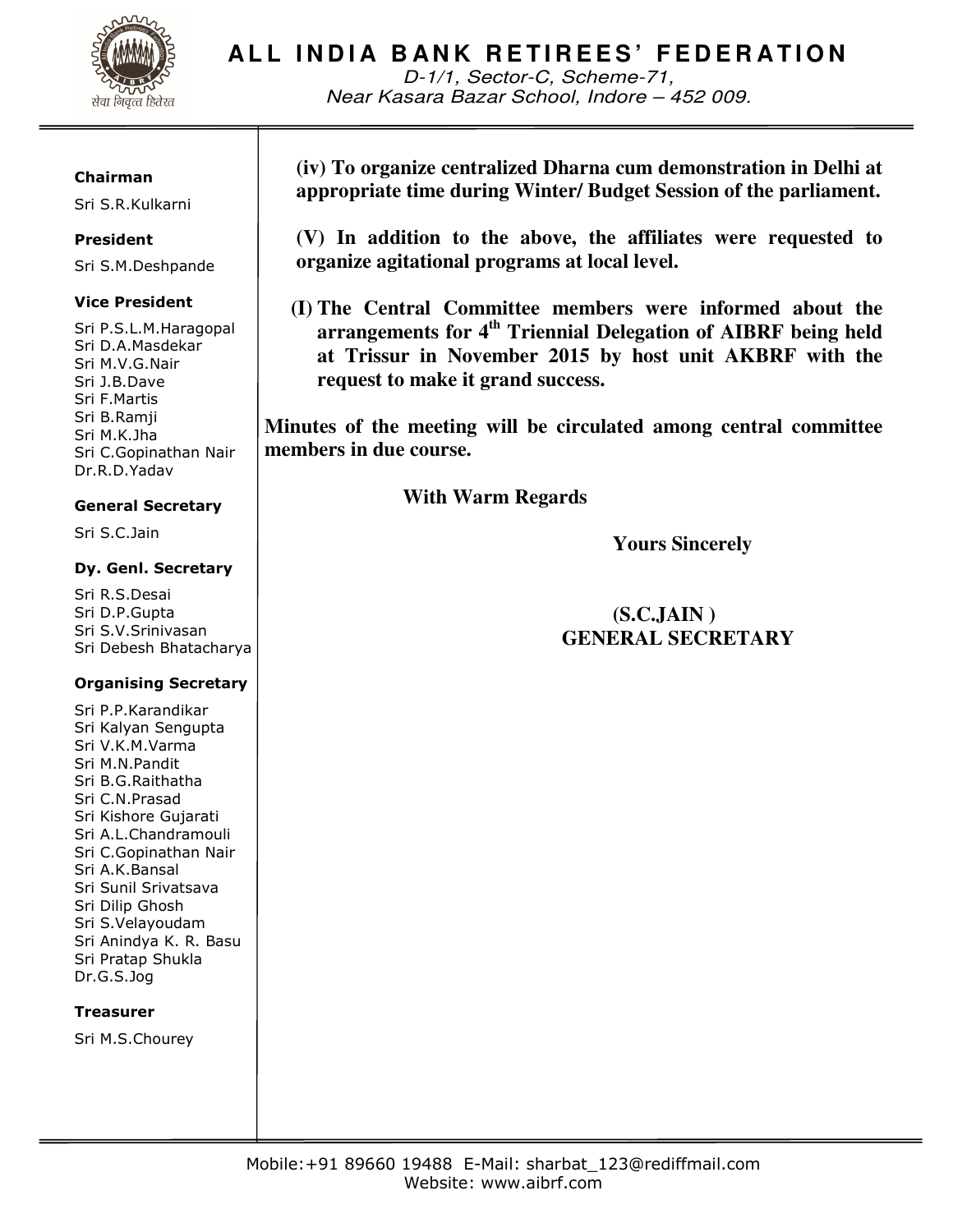# ALL INDIA BANK RETIREES' FEDERATION

D-1/1, Sector-C, Scheme-71,
Near Kasara Bazar School, Indore – 452 009.

**Chairman**
Sri S.R.Kulkarni

**President**
Sri S.M.Deshpande

**Vice President**
Sri P.S.L.M.Haragopal
Sri D.A.Masdekar
Sri M.V.G.Nair
Sri J.B.Dave
Sri F.Martis
Sri B.Ramji
Sri M.K.Jha
Sri C.Gopinathan Nair
Dr.R.D.Yadav

**General Secretary**
Sri S.C.Jain

**Dy. Genl. Secretary**
Sri R.S.Desai
Sri D.P.Gupta
Sri S.V.Srinivasan
Sri Debesh Bhatacharya

**Organising Secretary**
Sri P.P.Karandikar
Sri Kalyan Sengupta
Sri V.K.M.Varma
Sri M.N.Pandit
Sri B.G.Raithatha
Sri C.N.Prasad
Sri Kishore Gujarati
Sri A.L.Chandramouli
Sri C.Gopinathan Nair
Sri A.K.Bansal
Sri Sunil Srivatsava
Sri Dilip Ghosh
Sri S.Velayoudam
Sri Anindya K. R. Basu
Sri Pratap Shukla
Dr.G.S.Jog

**Treasurer**
Sri M.S.Chourey

**(iv) To organize centralized Dharna cum demonstration in Delhi at appropriate time during Winter/ Budget Session of the parliament.**

**(V) In addition to the above, the affiliates were requested to organize agitational programs at local level.**

**(I) The Central Committee members were informed about the arrangements for 4th Triennial Delegation of AIBRF being held at Trissur in November 2015 by host unit AKBRF with the request to make it grand success.**

**Minutes of the meeting will be circulated among central committee members in due course.**

**With Warm Regards**

**Yours Sincerely**

**(S.C.JAIN )**
**GENERAL SECRETARY**

Mobile:+91 89660 19488 E-Mail: sharbat_123@rediffmail.com
Website: www.aibrf.com